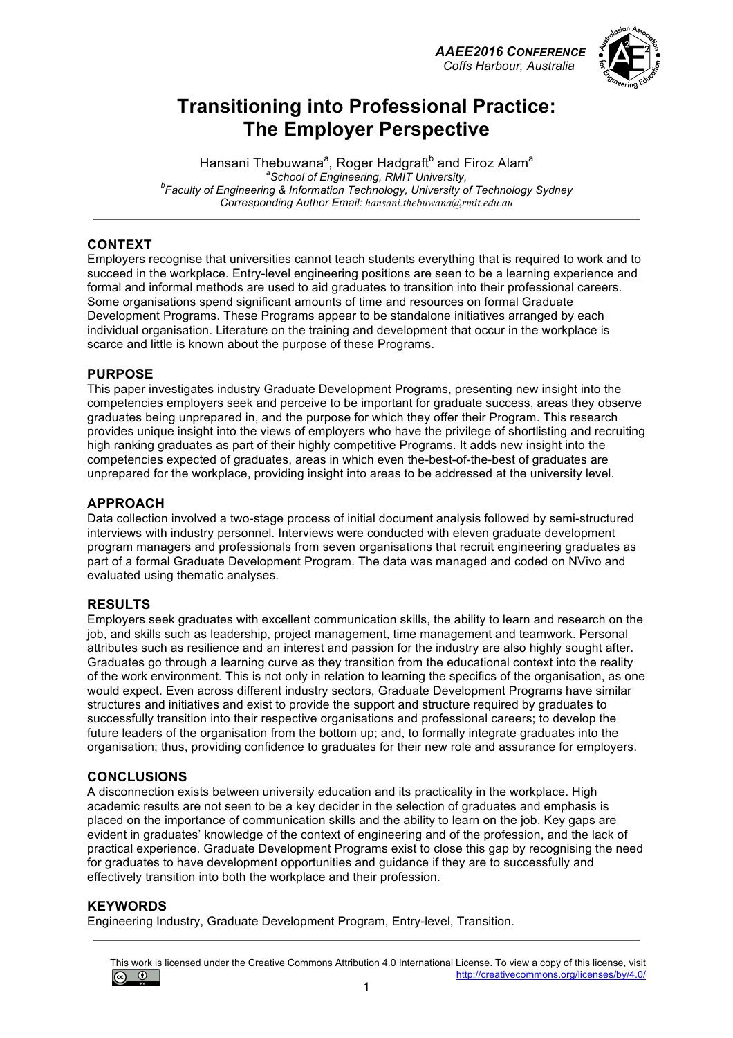# Transitioning into Professional Practice: The Employer Perspective

Hansani Thebuwana[a], Roger Hadgraft[b] and Firoz Alam[a]

[a]*School of Engineering, RMIT University,*
[b]*Faculty of Engineering & Information Technology, University of Technology Sydney*
*Corresponding Author Email: hansani.thebuwana@rmit.edu.au*

---

## CONTEXT

Employers recognise that universities cannot teach students everything that is required to work and to succeed in the workplace. Entry-level engineering positions are seen to be a learning experience and formal and informal methods are used to aid graduates to transition into their professional careers. Some organisations spend significant amounts of time and resources on formal Graduate Development Programs. These Programs appear to be standalone initiatives arranged by each individual organisation. Literature on the training and development that occur in the workplace is scarce and little is known about the purpose of these Programs.

## PURPOSE

This paper investigates industry Graduate Development Programs, presenting new insight into the competencies employers seek and perceive to be important for graduate success, areas they observe graduates being unprepared in, and the purpose for which they offer their Program. This research provides unique insight into the views of employers who have the privilege of shortlisting and recruiting high ranking graduates as part of their highly competitive Programs. It adds new insight into the competencies expected of graduates, areas in which even the-best-of-the-best of graduates are unprepared for the workplace, providing insight into areas to be addressed at the university level.

## APPROACH

Data collection involved a two-stage process of initial document analysis followed by semi-structured interviews with industry personnel. Interviews were conducted with eleven graduate development program managers and professionals from seven organisations that recruit engineering graduates as part of a formal Graduate Development Program. The data was managed and coded on NVivo and evaluated using thematic analyses.

## RESULTS

Employers seek graduates with excellent communication skills, the ability to learn and research on the job, and skills such as leadership, project management, time management and teamwork. Personal attributes such as resilience and an interest and passion for the industry are also highly sought after. Graduates go through a learning curve as they transition from the educational context into the reality of the work environment. This is not only in relation to learning the specifics of the organisation, as one would expect. Even across different industry sectors, Graduate Development Programs have similar structures and initiatives and exist to provide the support and structure required by graduates to successfully transition into their respective organisations and professional careers; to develop the future leaders of the organisation from the bottom up; and, to formally integrate graduates into the organisation; thus, providing confidence to graduates for their new role and assurance for employers.

## CONCLUSIONS

A disconnection exists between university education and its practicality in the workplace. High academic results are not seen to be a key decider in the selection of graduates and emphasis is placed on the importance of communication skills and the ability to learn on the job. Key gaps are evident in graduates' knowledge of the context of engineering and of the profession, and the lack of practical experience. Graduate Development Programs exist to close this gap by recognising the need for graduates to have development opportunities and guidance if they are to successfully and effectively transition into both the workplace and their profession.

## KEYWORDS

Engineering Industry, Graduate Development Program, Entry-level, Transition.

---

This work is licensed under the Creative Commons Attribution 4.0 International License. To view a copy of this license, visit http://creativecommons.org/licenses/by/4.0/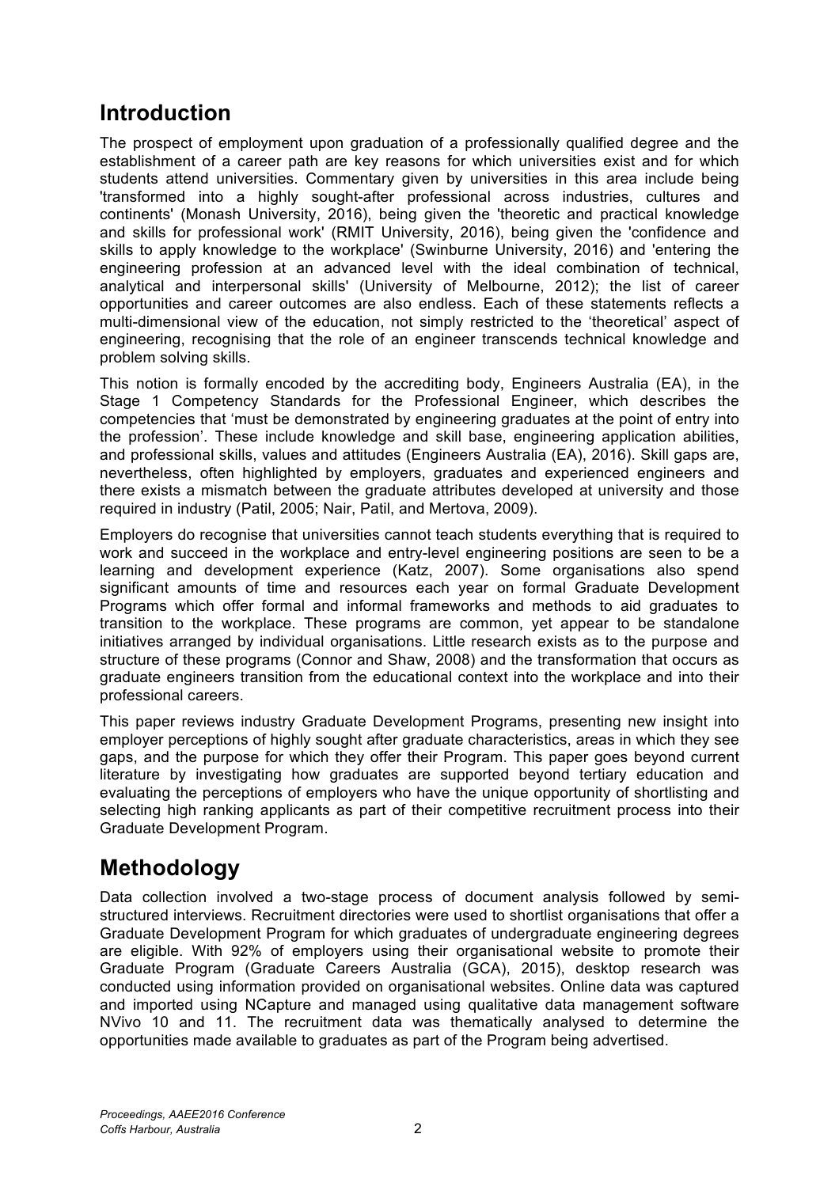## Introduction

The prospect of employment upon graduation of a professionally qualified degree and the establishment of a career path are key reasons for which universities exist and for which students attend universities. Commentary given by universities in this area include being 'transformed into a highly sought-after professional across industries, cultures and continents' (Monash University, 2016), being given the 'theoretic and practical knowledge and skills for professional work' (RMIT University, 2016), being given the 'confidence and skills to apply knowledge to the workplace' (Swinburne University, 2016) and 'entering the engineering profession at an advanced level with the ideal combination of technical, analytical and interpersonal skills' (University of Melbourne, 2012); the list of career opportunities and career outcomes are also endless. Each of these statements reflects a multi-dimensional view of the education, not simply restricted to the 'theoretical' aspect of engineering, recognising that the role of an engineer transcends technical knowledge and problem solving skills.

This notion is formally encoded by the accrediting body, Engineers Australia (EA), in the Stage 1 Competency Standards for the Professional Engineer, which describes the competencies that 'must be demonstrated by engineering graduates at the point of entry into the profession'. These include knowledge and skill base, engineering application abilities, and professional skills, values and attitudes (Engineers Australia (EA), 2016). Skill gaps are, nevertheless, often highlighted by employers, graduates and experienced engineers and there exists a mismatch between the graduate attributes developed at university and those required in industry (Patil, 2005; Nair, Patil, and Mertova, 2009).

Employers do recognise that universities cannot teach students everything that is required to work and succeed in the workplace and entry-level engineering positions are seen to be a learning and development experience (Katz, 2007). Some organisations also spend significant amounts of time and resources each year on formal Graduate Development Programs which offer formal and informal frameworks and methods to aid graduates to transition to the workplace. These programs are common, yet appear to be standalone initiatives arranged by individual organisations. Little research exists as to the purpose and structure of these programs (Connor and Shaw, 2008) and the transformation that occurs as graduate engineers transition from the educational context into the workplace and into their professional careers.

This paper reviews industry Graduate Development Programs, presenting new insight into employer perceptions of highly sought after graduate characteristics, areas in which they see gaps, and the purpose for which they offer their Program. This paper goes beyond current literature by investigating how graduates are supported beyond tertiary education and evaluating the perceptions of employers who have the unique opportunity of shortlisting and selecting high ranking applicants as part of their competitive recruitment process into their Graduate Development Program.

## Methodology

Data collection involved a two-stage process of document analysis followed by semi-structured interviews. Recruitment directories were used to shortlist organisations that offer a Graduate Development Program for which graduates of undergraduate engineering degrees are eligible. With 92% of employers using their organisational website to promote their Graduate Program (Graduate Careers Australia (GCA), 2015), desktop research was conducted using information provided on organisational websites. Online data was captured and imported using NCapture and managed using qualitative data management software NVivo 10 and 11. The recruitment data was thematically analysed to determine the opportunities made available to graduates as part of the Program being advertised.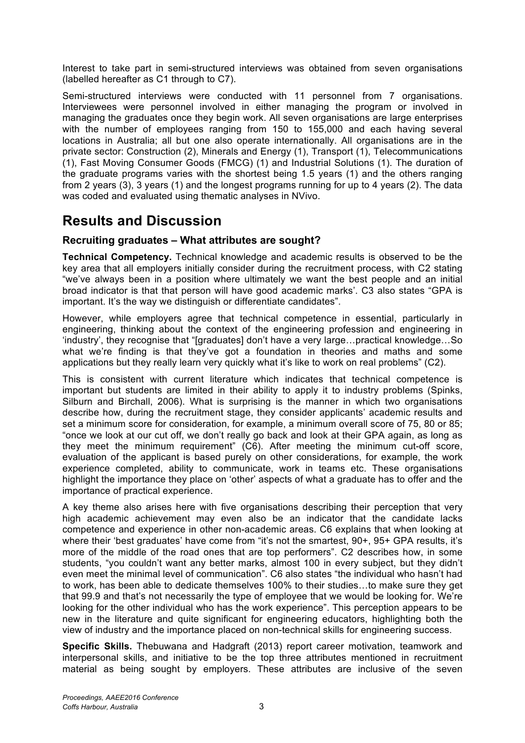Interest to take part in semi-structured interviews was obtained from seven organisations (labelled hereafter as C1 through to C7).

Semi-structured interviews were conducted with 11 personnel from 7 organisations. Interviewees were personnel involved in either managing the program or involved in managing the graduates once they begin work. All seven organisations are large enterprises with the number of employees ranging from 150 to 155,000 and each having several locations in Australia; all but one also operate internationally. All organisations are in the private sector: Construction (2), Minerals and Energy (1), Transport (1), Telecommunications (1), Fast Moving Consumer Goods (FMCG) (1) and Industrial Solutions (1). The duration of the graduate programs varies with the shortest being 1.5 years (1) and the others ranging from 2 years (3), 3 years (1) and the longest programs running for up to 4 years (2). The data was coded and evaluated using thematic analyses in NVivo.

# Results and Discussion

## Recruiting graduates – What attributes are sought?

**Technical Competency.** Technical knowledge and academic results is observed to be the key area that all employers initially consider during the recruitment process, with C2 stating "we've always been in a position where ultimately we want the best people and an initial broad indicator is that that person will have good academic marks'. C3 also states "GPA is important. It's the way we distinguish or differentiate candidates".

However, while employers agree that technical competence in essential, particularly in engineering, thinking about the context of the engineering profession and engineering in 'industry', they recognise that "[graduates] don't have a very large…practical knowledge…So what we're finding is that they've got a foundation in theories and maths and some applications but they really learn very quickly what it's like to work on real problems" (C2).

This is consistent with current literature which indicates that technical competence is important but students are limited in their ability to apply it to industry problems (Spinks, Silburn and Birchall, 2006). What is surprising is the manner in which two organisations describe how, during the recruitment stage, they consider applicants' academic results and set a minimum score for consideration, for example, a minimum overall score of 75, 80 or 85; "once we look at our cut off, we don't really go back and look at their GPA again, as long as they meet the minimum requirement" (C6). After meeting the minimum cut-off score, evaluation of the applicant is based purely on other considerations, for example, the work experience completed, ability to communicate, work in teams etc. These organisations highlight the importance they place on 'other' aspects of what a graduate has to offer and the importance of practical experience.

A key theme also arises here with five organisations describing their perception that very high academic achievement may even also be an indicator that the candidate lacks competence and experience in other non-academic areas. C6 explains that when looking at where their 'best graduates' have come from "it's not the smartest, 90+, 95+ GPA results, it's more of the middle of the road ones that are top performers". C2 describes how, in some students, "you couldn't want any better marks, almost 100 in every subject, but they didn't even meet the minimal level of communication". C6 also states "the individual who hasn't had to work, has been able to dedicate themselves 100% to their studies…to make sure they get that 99.9 and that's not necessarily the type of employee that we would be looking for. We're looking for the other individual who has the work experience". This perception appears to be new in the literature and quite significant for engineering educators, highlighting both the view of industry and the importance placed on non-technical skills for engineering success.

**Specific Skills.** Thebuwana and Hadgraft (2013) report career motivation, teamwork and interpersonal skills, and initiative to be the top three attributes mentioned in recruitment material as being sought by employers. These attributes are inclusive of the seven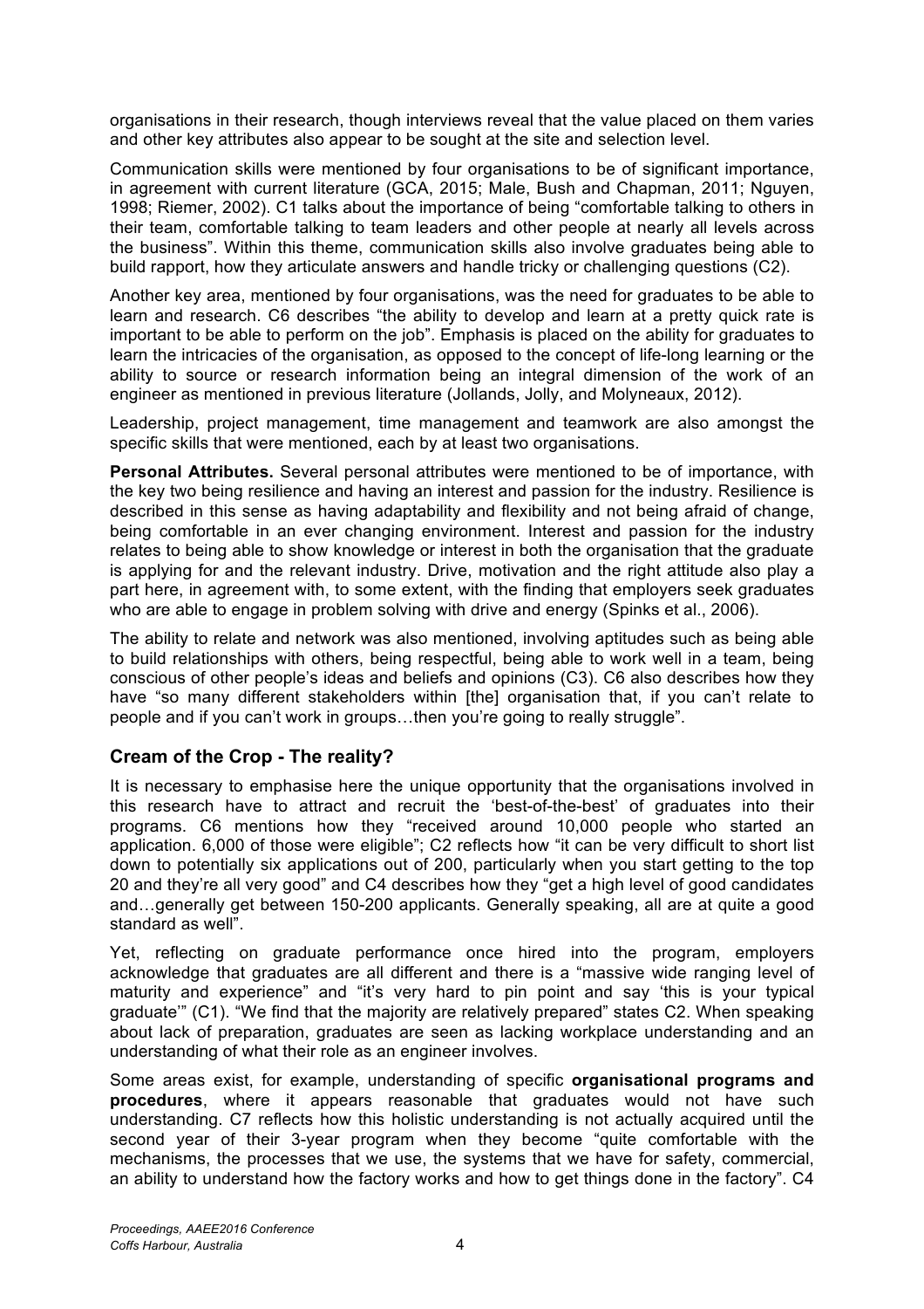organisations in their research, though interviews reveal that the value placed on them varies and other key attributes also appear to be sought at the site and selection level.

Communication skills were mentioned by four organisations to be of significant importance, in agreement with current literature (GCA, 2015; Male, Bush and Chapman, 2011; Nguyen, 1998; Riemer, 2002). C1 talks about the importance of being "comfortable talking to others in their team, comfortable talking to team leaders and other people at nearly all levels across the business". Within this theme, communication skills also involve graduates being able to build rapport, how they articulate answers and handle tricky or challenging questions (C2).

Another key area, mentioned by four organisations, was the need for graduates to be able to learn and research. C6 describes "the ability to develop and learn at a pretty quick rate is important to be able to perform on the job". Emphasis is placed on the ability for graduates to learn the intricacies of the organisation, as opposed to the concept of life-long learning or the ability to source or research information being an integral dimension of the work of an engineer as mentioned in previous literature (Jollands, Jolly, and Molyneaux, 2012).

Leadership, project management, time management and teamwork are also amongst the specific skills that were mentioned, each by at least two organisations.

**Personal Attributes.** Several personal attributes were mentioned to be of importance, with the key two being resilience and having an interest and passion for the industry. Resilience is described in this sense as having adaptability and flexibility and not being afraid of change, being comfortable in an ever changing environment. Interest and passion for the industry relates to being able to show knowledge or interest in both the organisation that the graduate is applying for and the relevant industry. Drive, motivation and the right attitude also play a part here, in agreement with, to some extent, with the finding that employers seek graduates who are able to engage in problem solving with drive and energy (Spinks et al., 2006).

The ability to relate and network was also mentioned, involving aptitudes such as being able to build relationships with others, being respectful, being able to work well in a team, being conscious of other people's ideas and beliefs and opinions (C3). C6 also describes how they have "so many different stakeholders within [the] organisation that, if you can't relate to people and if you can't work in groups…then you're going to really struggle".

## Cream of the Crop - The reality?

It is necessary to emphasise here the unique opportunity that the organisations involved in this research have to attract and recruit the 'best-of-the-best' of graduates into their programs. C6 mentions how they "received around 10,000 people who started an application. 6,000 of those were eligible"; C2 reflects how "it can be very difficult to short list down to potentially six applications out of 200, particularly when you start getting to the top 20 and they're all very good" and C4 describes how they "get a high level of good candidates and…generally get between 150-200 applicants. Generally speaking, all are at quite a good standard as well".

Yet, reflecting on graduate performance once hired into the program, employers acknowledge that graduates are all different and there is a "massive wide ranging level of maturity and experience" and "it's very hard to pin point and say 'this is your typical graduate'" (C1). "We find that the majority are relatively prepared" states C2. When speaking about lack of preparation, graduates are seen as lacking workplace understanding and an understanding of what their role as an engineer involves.

Some areas exist, for example, understanding of specific **organisational programs and procedures**, where it appears reasonable that graduates would not have such understanding. C7 reflects how this holistic understanding is not actually acquired until the second year of their 3-year program when they become "quite comfortable with the mechanisms, the processes that we use, the systems that we have for safety, commercial, an ability to understand how the factory works and how to get things done in the factory". C4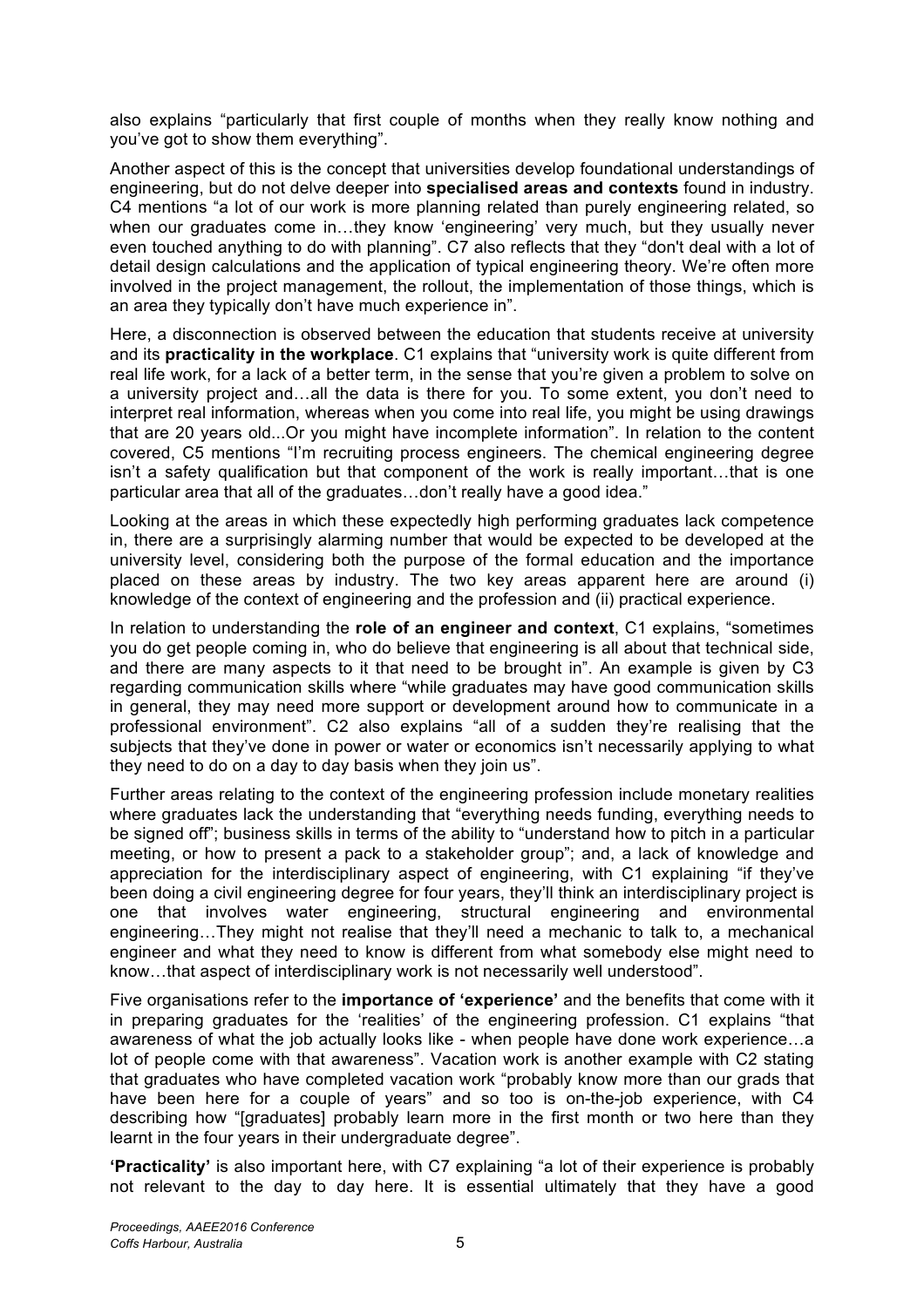also explains "particularly that first couple of months when they really know nothing and you've got to show them everything".

Another aspect of this is the concept that universities develop foundational understandings of engineering, but do not delve deeper into **specialised areas and contexts** found in industry. C4 mentions "a lot of our work is more planning related than purely engineering related, so when our graduates come in…they know 'engineering' very much, but they usually never even touched anything to do with planning". C7 also reflects that they "don't deal with a lot of detail design calculations and the application of typical engineering theory. We're often more involved in the project management, the rollout, the implementation of those things, which is an area they typically don't have much experience in".

Here, a disconnection is observed between the education that students receive at university and its **practicality in the workplace**. C1 explains that "university work is quite different from real life work, for a lack of a better term, in the sense that you're given a problem to solve on a university project and…all the data is there for you. To some extent, you don't need to interpret real information, whereas when you come into real life, you might be using drawings that are 20 years old...Or you might have incomplete information". In relation to the content covered, C5 mentions "I'm recruiting process engineers. The chemical engineering degree isn't a safety qualification but that component of the work is really important…that is one particular area that all of the graduates…don't really have a good idea."

Looking at the areas in which these expectedly high performing graduates lack competence in, there are a surprisingly alarming number that would be expected to be developed at the university level, considering both the purpose of the formal education and the importance placed on these areas by industry. The two key areas apparent here are around (i) knowledge of the context of engineering and the profession and (ii) practical experience.

In relation to understanding the **role of an engineer and context**, C1 explains, "sometimes you do get people coming in, who do believe that engineering is all about that technical side, and there are many aspects to it that need to be brought in". An example is given by C3 regarding communication skills where "while graduates may have good communication skills in general, they may need more support or development around how to communicate in a professional environment". C2 also explains "all of a sudden they're realising that the subjects that they've done in power or water or economics isn't necessarily applying to what they need to do on a day to day basis when they join us".

Further areas relating to the context of the engineering profession include monetary realities where graduates lack the understanding that "everything needs funding, everything needs to be signed off"; business skills in terms of the ability to "understand how to pitch in a particular meeting, or how to present a pack to a stakeholder group"; and, a lack of knowledge and appreciation for the interdisciplinary aspect of engineering, with C1 explaining "if they've been doing a civil engineering degree for four years, they'll think an interdisciplinary project is one that involves water engineering, structural engineering and environmental engineering…They might not realise that they'll need a mechanic to talk to, a mechanical engineer and what they need to know is different from what somebody else might need to know…that aspect of interdisciplinary work is not necessarily well understood".

Five organisations refer to the **importance of 'experience'** and the benefits that come with it in preparing graduates for the 'realities' of the engineering profession. C1 explains "that awareness of what the job actually looks like - when people have done work experience…a lot of people come with that awareness". Vacation work is another example with C2 stating that graduates who have completed vacation work "probably know more than our grads that have been here for a couple of years" and so too is on-the-job experience, with C4 describing how "[graduates] probably learn more in the first month or two here than they learnt in the four years in their undergraduate degree".

**'Practicality'** is also important here, with C7 explaining "a lot of their experience is probably not relevant to the day to day here. It is essential ultimately that they have a good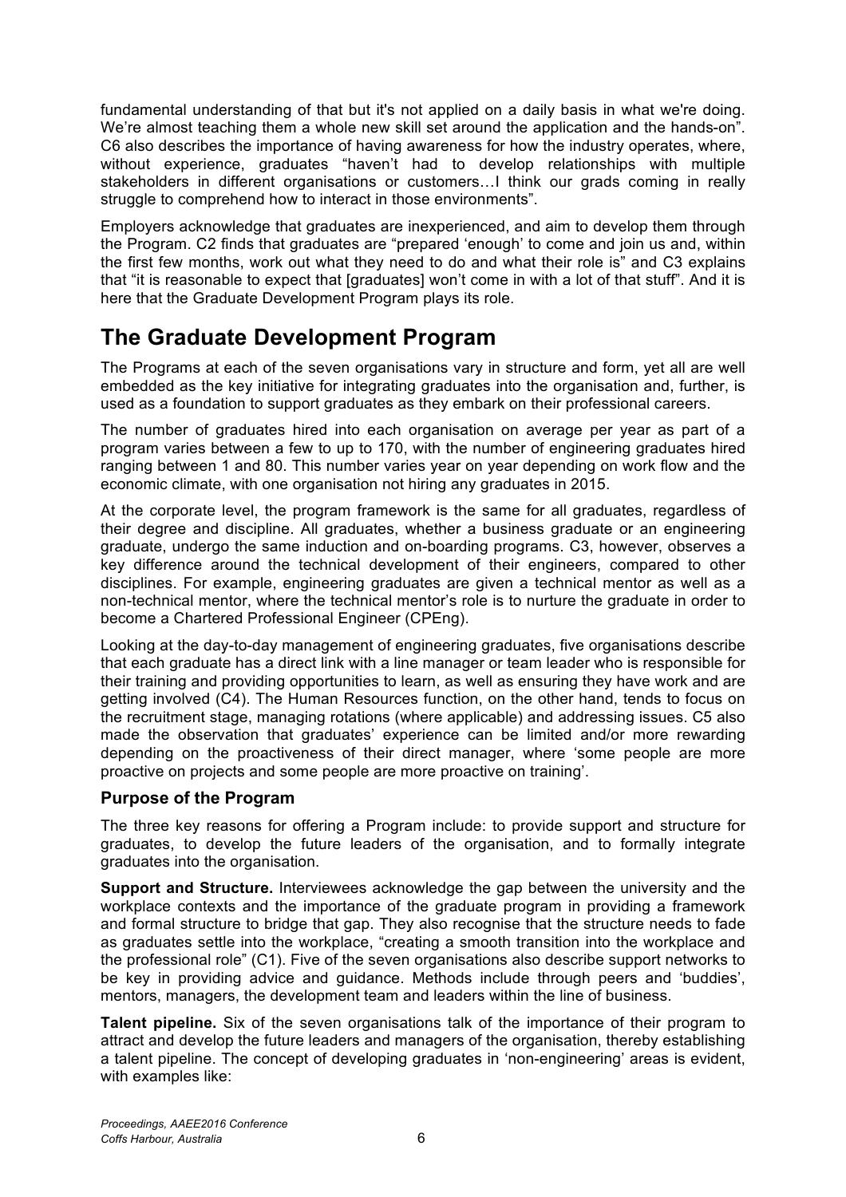fundamental understanding of that but it's not applied on a daily basis in what we're doing. We're almost teaching them a whole new skill set around the application and the hands-on". C6 also describes the importance of having awareness for how the industry operates, where, without experience, graduates "haven't had to develop relationships with multiple stakeholders in different organisations or customers…I think our grads coming in really struggle to comprehend how to interact in those environments".

Employers acknowledge that graduates are inexperienced, and aim to develop them through the Program. C2 finds that graduates are "prepared 'enough' to come and join us and, within the first few months, work out what they need to do and what their role is" and C3 explains that "it is reasonable to expect that [graduates] won't come in with a lot of that stuff". And it is here that the Graduate Development Program plays its role.

# The Graduate Development Program

The Programs at each of the seven organisations vary in structure and form, yet all are well embedded as the key initiative for integrating graduates into the organisation and, further, is used as a foundation to support graduates as they embark on their professional careers.

The number of graduates hired into each organisation on average per year as part of a program varies between a few to up to 170, with the number of engineering graduates hired ranging between 1 and 80. This number varies year on year depending on work flow and the economic climate, with one organisation not hiring any graduates in 2015.

At the corporate level, the program framework is the same for all graduates, regardless of their degree and discipline. All graduates, whether a business graduate or an engineering graduate, undergo the same induction and on-boarding programs. C3, however, observes a key difference around the technical development of their engineers, compared to other disciplines. For example, engineering graduates are given a technical mentor as well as a non-technical mentor, where the technical mentor's role is to nurture the graduate in order to become a Chartered Professional Engineer (CPEng).

Looking at the day-to-day management of engineering graduates, five organisations describe that each graduate has a direct link with a line manager or team leader who is responsible for their training and providing opportunities to learn, as well as ensuring they have work and are getting involved (C4). The Human Resources function, on the other hand, tends to focus on the recruitment stage, managing rotations (where applicable) and addressing issues. C5 also made the observation that graduates' experience can be limited and/or more rewarding depending on the proactiveness of their direct manager, where 'some people are more proactive on projects and some people are more proactive on training'.

## Purpose of the Program

The three key reasons for offering a Program include: to provide support and structure for graduates, to develop the future leaders of the organisation, and to formally integrate graduates into the organisation.

**Support and Structure.** Interviewees acknowledge the gap between the university and the workplace contexts and the importance of the graduate program in providing a framework and formal structure to bridge that gap. They also recognise that the structure needs to fade as graduates settle into the workplace, "creating a smooth transition into the workplace and the professional role" (C1). Five of the seven organisations also describe support networks to be key in providing advice and guidance. Methods include through peers and 'buddies', mentors, managers, the development team and leaders within the line of business.

**Talent pipeline.** Six of the seven organisations talk of the importance of their program to attract and develop the future leaders and managers of the organisation, thereby establishing a talent pipeline. The concept of developing graduates in 'non-engineering' areas is evident, with examples like: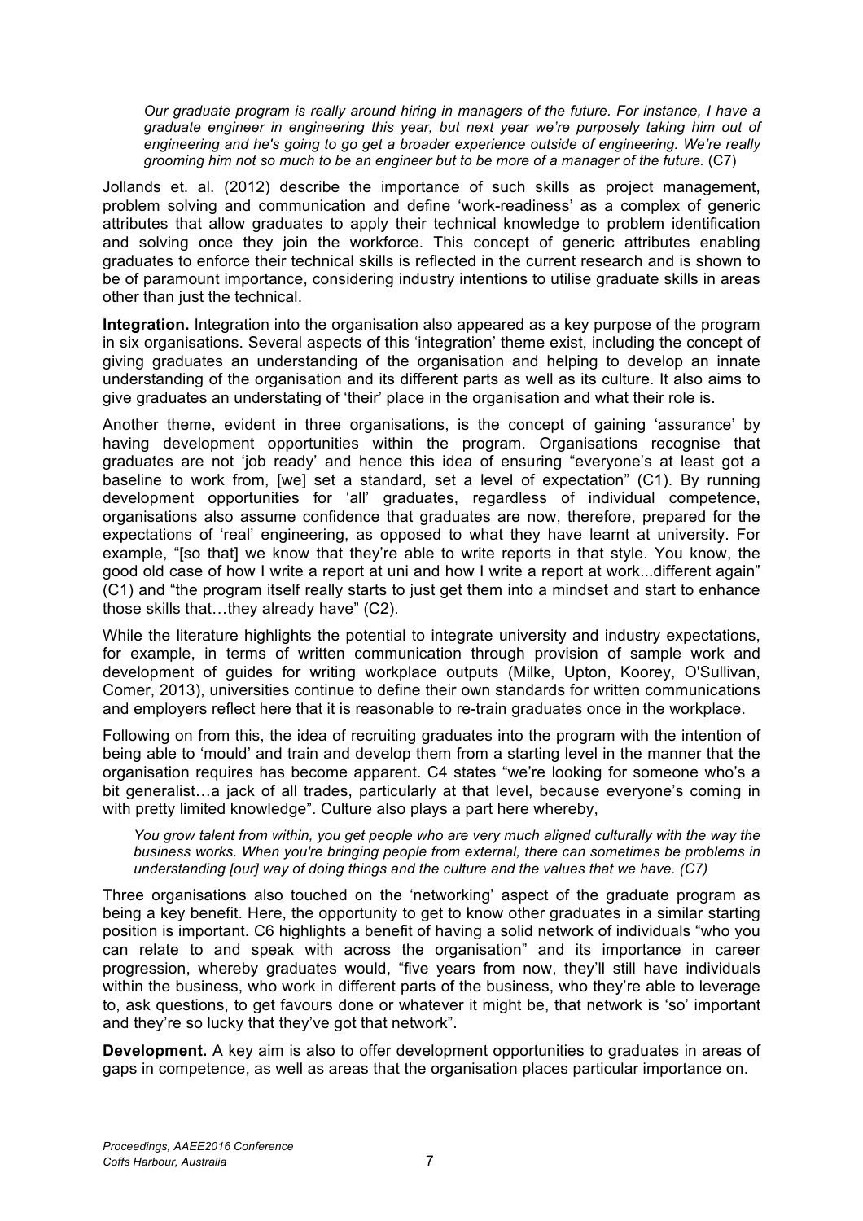> *Our graduate program is really around hiring in managers of the future. For instance, I have a graduate engineer in engineering this year, but next year we're purposely taking him out of engineering and he's going to go get a broader experience outside of engineering. We're really grooming him not so much to be an engineer but to be more of a manager of the future.* (C7)

Jollands et. al. (2012) describe the importance of such skills as project management, problem solving and communication and define 'work-readiness' as a complex of generic attributes that allow graduates to apply their technical knowledge to problem identification and solving once they join the workforce. This concept of generic attributes enabling graduates to enforce their technical skills is reflected in the current research and is shown to be of paramount importance, considering industry intentions to utilise graduate skills in areas other than just the technical.

**Integration.** Integration into the organisation also appeared as a key purpose of the program in six organisations. Several aspects of this 'integration' theme exist, including the concept of giving graduates an understanding of the organisation and helping to develop an innate understanding of the organisation and its different parts as well as its culture. It also aims to give graduates an understating of 'their' place in the organisation and what their role is.

Another theme, evident in three organisations, is the concept of gaining 'assurance' by having development opportunities within the program. Organisations recognise that graduates are not 'job ready' and hence this idea of ensuring "everyone's at least got a baseline to work from, [we] set a standard, set a level of expectation" (C1). By running development opportunities for 'all' graduates, regardless of individual competence, organisations also assume confidence that graduates are now, therefore, prepared for the expectations of 'real' engineering, as opposed to what they have learnt at university. For example, "[so that] we know that they're able to write reports in that style. You know, the good old case of how I write a report at uni and how I write a report at work...different again" (C1) and "the program itself really starts to just get them into a mindset and start to enhance those skills that…they already have" (C2).

While the literature highlights the potential to integrate university and industry expectations, for example, in terms of written communication through provision of sample work and development of guides for writing workplace outputs (Milke, Upton, Koorey, O'Sullivan, Comer, 2013), universities continue to define their own standards for written communications and employers reflect here that it is reasonable to re-train graduates once in the workplace.

Following on from this, the idea of recruiting graduates into the program with the intention of being able to 'mould' and train and develop them from a starting level in the manner that the organisation requires has become apparent. C4 states "we're looking for someone who's a bit generalist…a jack of all trades, particularly at that level, because everyone's coming in with pretty limited knowledge". Culture also plays a part here whereby,

> *You grow talent from within, you get people who are very much aligned culturally with the way the business works. When you're bringing people from external, there can sometimes be problems in understanding [our] way of doing things and the culture and the values that we have. (C7)*

Three organisations also touched on the 'networking' aspect of the graduate program as being a key benefit. Here, the opportunity to get to know other graduates in a similar starting position is important. C6 highlights a benefit of having a solid network of individuals "who you can relate to and speak with across the organisation" and its importance in career progression, whereby graduates would, "five years from now, they'll still have individuals within the business, who work in different parts of the business, who they're able to leverage to, ask questions, to get favours done or whatever it might be, that network is 'so' important and they're so lucky that they've got that network".

**Development.** A key aim is also to offer development opportunities to graduates in areas of gaps in competence, as well as areas that the organisation places particular importance on.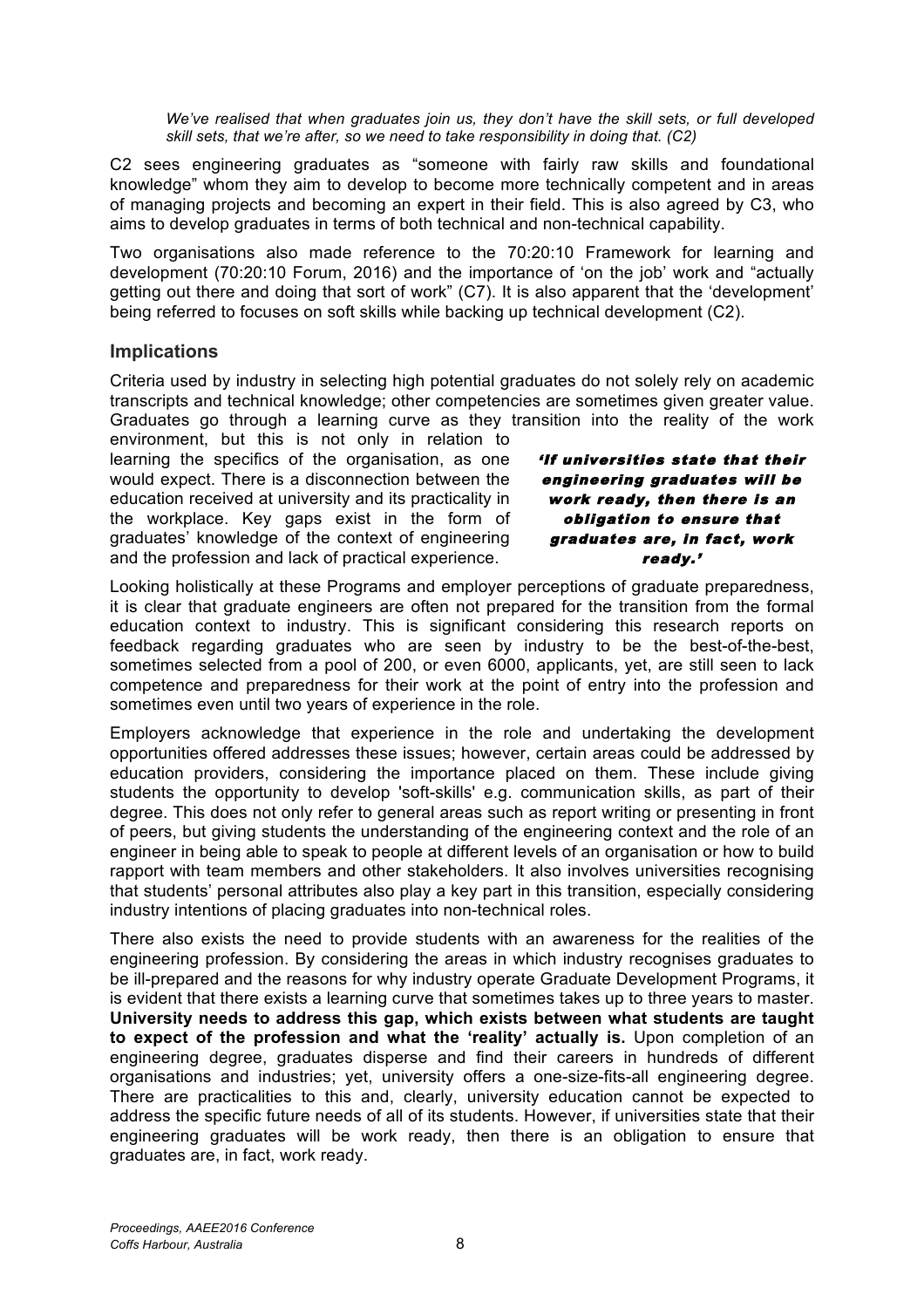*We've realised that when graduates join us, they don't have the skill sets, or full developed skill sets, that we're after, so we need to take responsibility in doing that. (C2)*

C2 sees engineering graduates as "someone with fairly raw skills and foundational knowledge" whom they aim to develop to become more technically competent and in areas of managing projects and becoming an expert in their field. This is also agreed by C3, who aims to develop graduates in terms of both technical and non-technical capability.

Two organisations also made reference to the 70:20:10 Framework for learning and development (70:20:10 Forum, 2016) and the importance of 'on the job' work and "actually getting out there and doing that sort of work" (C7). It is also apparent that the 'development' being referred to focuses on soft skills while backing up technical development (C2).

## Implications

Criteria used by industry in selecting high potential graduates do not solely rely on academic transcripts and technical knowledge; other competencies are sometimes given greater value. Graduates go through a learning curve as they transition into the reality of the work environment, but this is not only in relation to learning the specifics of the organisation, as one would expect. There is a disconnection between the education received at university and its practicality in the workplace. Key gaps exist in the form of graduates' knowledge of the context of engineering and the profession and lack of practical experience.

> ***'If universities state that their engineering graduates will be work ready, then there is an obligation to ensure that graduates are, in fact, work ready.'***

Looking holistically at these Programs and employer perceptions of graduate preparedness, it is clear that graduate engineers are often not prepared for the transition from the formal education context to industry. This is significant considering this research reports on feedback regarding graduates who are seen by industry to be the best-of-the-best, sometimes selected from a pool of 200, or even 6000, applicants, yet, are still seen to lack competence and preparedness for their work at the point of entry into the profession and sometimes even until two years of experience in the role.

Employers acknowledge that experience in the role and undertaking the development opportunities offered addresses these issues; however, certain areas could be addressed by education providers, considering the importance placed on them. These include giving students the opportunity to develop 'soft-skills' e.g. communication skills, as part of their degree. This does not only refer to general areas such as report writing or presenting in front of peers, but giving students the understanding of the engineering context and the role of an engineer in being able to speak to people at different levels of an organisation or how to build rapport with team members and other stakeholders. It also involves universities recognising that students' personal attributes also play a key part in this transition, especially considering industry intentions of placing graduates into non-technical roles.

There also exists the need to provide students with an awareness for the realities of the engineering profession. By considering the areas in which industry recognises graduates to be ill-prepared and the reasons for why industry operate Graduate Development Programs, it is evident that there exists a learning curve that sometimes takes up to three years to master. **University needs to address this gap, which exists between what students are taught to expect of the profession and what the 'reality' actually is.** Upon completion of an engineering degree, graduates disperse and find their careers in hundreds of different organisations and industries; yet, university offers a one-size-fits-all engineering degree. There are practicalities to this and, clearly, university education cannot be expected to address the specific future needs of all of its students. However, if universities state that their engineering graduates will be work ready, then there is an obligation to ensure that graduates are, in fact, work ready.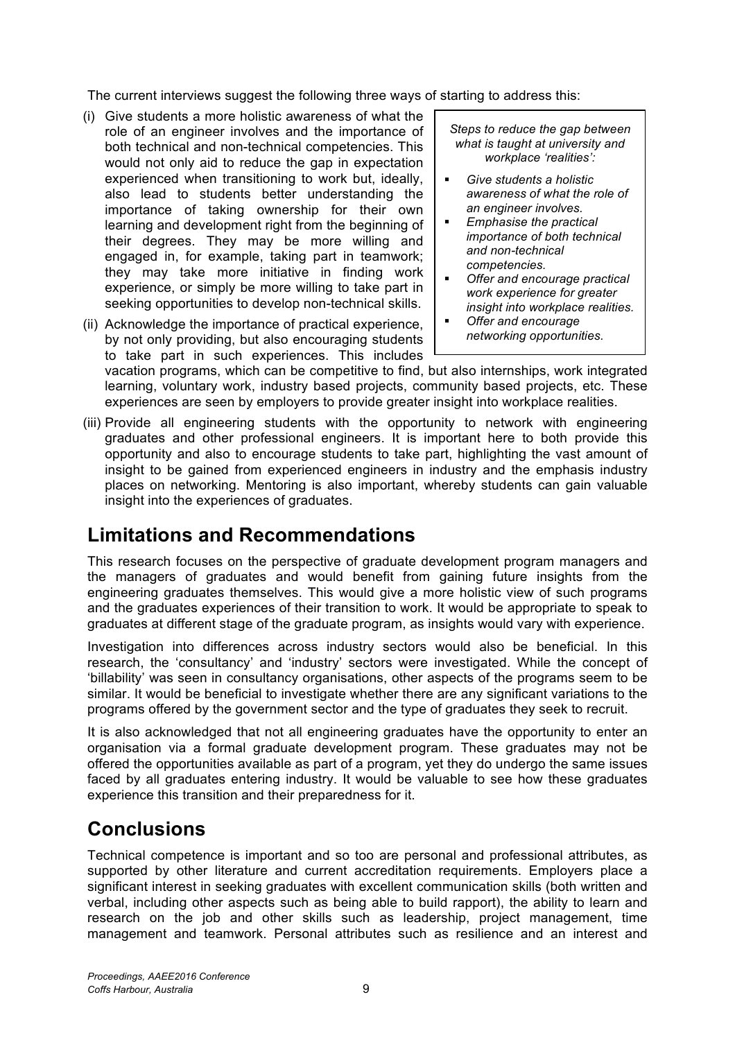The current interviews suggest the following three ways of starting to address this:

(i) Give students a more holistic awareness of what the role of an engineer involves and the importance of both technical and non-technical competencies. This would not only aid to reduce the gap in expectation experienced when transitioning to work but, ideally, also lead to students better understanding the importance of taking ownership for their own learning and development right from the beginning of their degrees. They may be more willing and engaged in, for example, taking part in teamwork; they may take more initiative in finding work experience, or simply be more willing to take part in seeking opportunities to develop non-technical skills.

(ii) Acknowledge the importance of practical experience, by not only providing, but also encouraging students to take part in such experiences. This includes vacation programs, which can be competitive to find, but also internships, work integrated learning, voluntary work, industry based projects, community based projects, etc. These experiences are seen by employers to provide greater insight into workplace realities.

(iii) Provide all engineering students with the opportunity to network with engineering graduates and other professional engineers. It is important here to both provide this opportunity and also to encourage students to take part, highlighting the vast amount of insight to be gained from experienced engineers in industry and the emphasis industry places on networking. Mentoring is also important, whereby students can gain valuable insight into the experiences of graduates.

> *Steps to reduce the gap between what is taught at university and workplace 'realities':*
>
> - *Give students a holistic awareness of what the role of an engineer involves.*
> - *Emphasise the practical importance of both technical and non-technical competencies.*
> - *Offer and encourage practical work experience for greater insight into workplace realities.*
> - *Offer and encourage networking opportunities.*

## Limitations and Recommendations

This research focuses on the perspective of graduate development program managers and the managers of graduates and would benefit from gaining future insights from the engineering graduates themselves. This would give a more holistic view of such programs and the graduates experiences of their transition to work. It would be appropriate to speak to graduates at different stage of the graduate program, as insights would vary with experience.

Investigation into differences across industry sectors would also be beneficial. In this research, the 'consultancy' and 'industry' sectors were investigated. While the concept of 'billability' was seen in consultancy organisations, other aspects of the programs seem to be similar. It would be beneficial to investigate whether there are any significant variations to the programs offered by the government sector and the type of graduates they seek to recruit.

It is also acknowledged that not all engineering graduates have the opportunity to enter an organisation via a formal graduate development program. These graduates may not be offered the opportunities available as part of a program, yet they do undergo the same issues faced by all graduates entering industry. It would be valuable to see how these graduates experience this transition and their preparedness for it.

## Conclusions

Technical competence is important and so too are personal and professional attributes, as supported by other literature and current accreditation requirements. Employers place a significant interest in seeking graduates with excellent communication skills (both written and verbal, including other aspects such as being able to build rapport), the ability to learn and research on the job and other skills such as leadership, project management, time management and teamwork. Personal attributes such as resilience and an interest and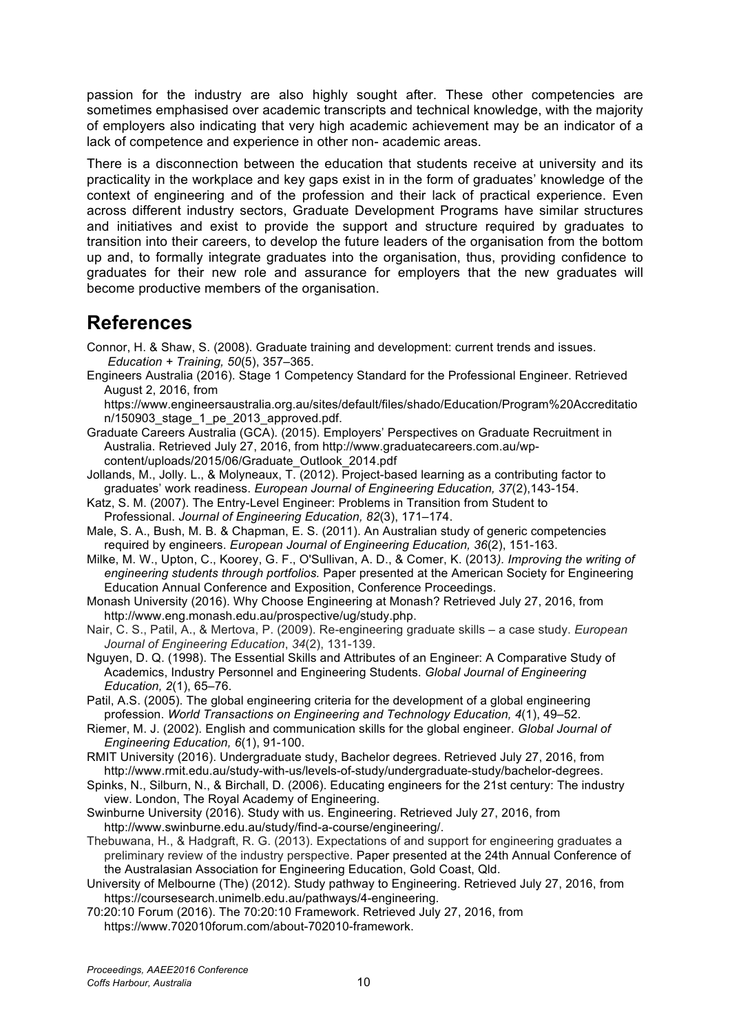passion for the industry are also highly sought after. These other competencies are sometimes emphasised over academic transcripts and technical knowledge, with the majority of employers also indicating that very high academic achievement may be an indicator of a lack of competence and experience in other non- academic areas.

There is a disconnection between the education that students receive at university and its practicality in the workplace and key gaps exist in in the form of graduates' knowledge of the context of engineering and of the profession and their lack of practical experience. Even across different industry sectors, Graduate Development Programs have similar structures and initiatives and exist to provide the support and structure required by graduates to transition into their careers, to develop the future leaders of the organisation from the bottom up and, to formally integrate graduates into the organisation, thus, providing confidence to graduates for their new role and assurance for employers that the new graduates will become productive members of the organisation.

# References

Connor, H. & Shaw, S. (2008). Graduate training and development: current trends and issues. *Education + Training, 50*(5), 357–365.

Engineers Australia (2016). Stage 1 Competency Standard for the Professional Engineer. Retrieved August 2, 2016, from https://www.engineersaustralia.org.au/sites/default/files/shado/Education/Program%20Accreditation/150903_stage_1_pe_2013_approved.pdf.

Graduate Careers Australia (GCA). (2015). Employers' Perspectives on Graduate Recruitment in Australia. Retrieved July 27, 2016, from http://www.graduatecareers.com.au/wp-content/uploads/2015/06/Graduate_Outlook_2014.pdf

Jollands, M., Jolly. L., & Molyneaux, T. (2012). Project-based learning as a contributing factor to graduates' work readiness. *European Journal of Engineering Education, 37*(2),143-154.

Katz, S. M. (2007). The Entry-Level Engineer: Problems in Transition from Student to Professional. *Journal of Engineering Education, 82*(3), 171–174.

Male, S. A., Bush, M. B. & Chapman, E. S. (2011). An Australian study of generic competencies required by engineers. *European Journal of Engineering Education, 36*(2), 151-163.

Milke, M. W., Upton, C., Koorey, G. F., O'Sullivan, A. D., & Comer, K. (2013*). Improving the writing of engineering students through portfolios.* Paper presented at the American Society for Engineering Education Annual Conference and Exposition, Conference Proceedings.

Monash University (2016). Why Choose Engineering at Monash? Retrieved July 27, 2016, from http://www.eng.monash.edu.au/prospective/ug/study.php.

Nair, C. S., Patil, A., & Mertova, P. (2009). Re-engineering graduate skills – a case study. *European Journal of Engineering Education*, *34*(2), 131-139.

Nguyen, D. Q. (1998). The Essential Skills and Attributes of an Engineer: A Comparative Study of Academics, Industry Personnel and Engineering Students. *Global Journal of Engineering Education, 2*(1), 65–76.

Patil, A.S. (2005). The global engineering criteria for the development of a global engineering profession. *World Transactions on Engineering and Technology Education, 4*(1), 49–52.

Riemer, M. J. (2002). English and communication skills for the global engineer. *Global Journal of Engineering Education, 6*(1), 91-100.

RMIT University (2016). Undergraduate study, Bachelor degrees. Retrieved July 27, 2016, from http://www.rmit.edu.au/study-with-us/levels-of-study/undergraduate-study/bachelor-degrees.

Spinks, N., Silburn, N., & Birchall, D. (2006). Educating engineers for the 21st century: The industry view. London, The Royal Academy of Engineering.

Swinburne University (2016). Study with us. Engineering. Retrieved July 27, 2016, from http://www.swinburne.edu.au/study/find-a-course/engineering/.

Thebuwana, H., & Hadgraft, R. G. (2013). Expectations of and support for engineering graduates a preliminary review of the industry perspective. Paper presented at the 24th Annual Conference of the Australasian Association for Engineering Education, Gold Coast, Qld.

University of Melbourne (The) (2012). Study pathway to Engineering. Retrieved July 27, 2016, from https://coursesearch.unimelb.edu.au/pathways/4-engineering.

70:20:10 Forum (2016). The 70:20:10 Framework. Retrieved July 27, 2016, from https://www.702010forum.com/about-702010-framework.